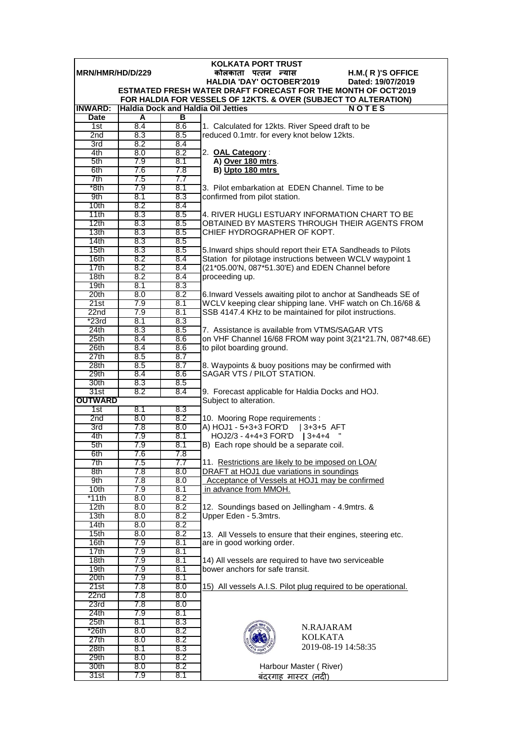# KOLKATA PORT TRUST

**MRN/HMR/HD/D/229** | **कोलकाता पत्तन न्यास** | **H.M.( R )'S OFFICE**

**HALDIA 'DAY' OCTOBER'2019** | **Dated: 19/07/2019**

## ESTMATED FRESH WATER DRAFT FORECAST FOR THE MONTH OF OCT'2019
## FOR HALDIA FOR VESSELS OF 12KTS. & OVER (SUBJECT TO ALTERATION)

| INWARD: | Haldia Dock and Haldia Oil Jetties | |
|---|---|---|
| **Date** | **A** | **B** |
| 1st | 8.4 | 8.6 |
| 2nd | 8.3 | 8.5 |
| 3rd | 8.2 | 8.4 |
| 4th | 8.0 | 8.2 |
| 5th | 7.9 | 8.1 |
| 6th | 7.6 | 7.8 |
| 7th | 7.5 | 7.7 |
| *8th | 7.9 | 8.1 |
| 9th | 8.1 | 8.3 |
| 10th | 8.2 | 8.4 |
| 11th | 8.3 | 8.5 |
| 12th | 8.3 | 8.5 |
| 13th | 8.3 | 8.5 |
| 14th | 8.3 | 8.5 |
| 15th | 8.3 | 8.5 |
| 16th | 8.2 | 8.4 |
| 17th | 8.2 | 8.4 |
| 18th | 8.2 | 8.4 |
| 19th | 8.1 | 8.3 |
| 20th | 8.0 | 8.2 |
| 21st | 7.9 | 8.1 |
| 22nd | 7.9 | 8.1 |
| *23rd | 8.1 | 8.3 |
| 24th | 8.3 | 8.5 |
| 25th | 8.4 | 8.6 |
| 26th | 8.4 | 8.6 |
| 27th | 8.5 | 8.7 |
| 28th | 8.5 | 8.7 |
| 29th | 8.4 | 8.6 |
| 30th | 8.3 | 8.5 |
| 31st | 8.2 | 8.4 |
| **OUTWARD** | | |
| 1st | 8.1 | 8.3 |
| 2nd | 8.0 | 8.2 |
| 3rd | 7.8 | 8.0 |
| 4th | 7.9 | 8.1 |
| 5th | 7.9 | 8.1 |
| 6th | 7.6 | 7.8 |
| 7th | 7.5 | 7.7 |
| 8th | 7.8 | 8.0 |
| 9th | 7.8 | 8.0 |
| 10th | 7.9 | 8.1 |
| *11th | 8.0 | 8.2 |
| 12th | 8.0 | 8.2 |
| 13th | 8.0 | 8.2 |
| 14th | 8.0 | 8.2 |
| 15th | 8.0 | 8.2 |
| 16th | 7.9 | 8.1 |
| 17th | 7.9 | 8.1 |
| 18th | 7.9 | 8.1 |
| 19th | 7.9 | 8.1 |
| 20th | 7.9 | 8.1 |
| 21st | 7.8 | 8.0 |
| 22nd | 7.8 | 8.0 |
| 23rd | 7.8 | 8.0 |
| 24th | 7.9 | 8.1 |
| 25th | 8.1 | 8.3 |
| *26th | 8.0 | 8.2 |
| 27th | 8.0 | 8.2 |
| 28th | 8.1 | 8.3 |
| 29th | 8.0 | 8.2 |
| 30th | 8.0 | 8.2 |
| 31st | 7.9 | 8.1 |

### N O T E S

1. Calculated for 12kts. River Speed draft to be reduced 0.1mtr. for every knot below 12kts.

2. **OAL Category** :
   **A) Over 180 mtrs**.
   **B) Upto 180 mtrs**

3. Pilot embarkation at EDEN Channel. Time to be confirmed from pilot station.

4. RIVER HUGLI ESTUARY INFORMATION CHART TO BE OBTAINED BY MASTERS THROUGH THEIR AGENTS FROM CHIEF HYDROGRAPHER OF KOPT.

5. Inward ships should report their ETA Sandheads to Pilots Station for pilotage instructions between WCLV waypoint 1 (21*05.00'N, 087*51.30'E) and EDEN Channel before proceeding up.

6. Inward Vessels awaiting pilot to anchor at Sandheads SE of WCLV keeping clear shipping lane. VHF watch on Ch.16/68 & SSB 4147.4 KHz to be maintained for pilot instructions.

7. Assistance is available from VTMS/SAGAR VTS on VHF Channel 16/68 FROM way point 3(21*21.7N, 087*48.6E) to pilot boarding ground.

8. Waypoints & buoy positions may be confirmed with SAGAR VTS / PILOT STATION.

9. Forecast applicable for Haldia Docks and HOJ. Subject to alteration.

10. Mooring Rope requirements :
A) HOJ1 - 5+3+3 FOR'D | 3+3+5 AFT
HOJ2/3 - 4+4+3 FOR'D | 3+4+4 "
B) Each rope should be a separate coil.

11. Restrictions are likely to be imposed on LOA/ DRAFT at HOJ1 due variations in soundings Acceptance of Vessels at HOJ1 may be confirmed in advance from MMOH.

12. Soundings based on Jellingham - 4.9mtrs. & Upper Eden - 5.3mtrs.

13. All Vessels to ensure that their engines, steering etc. are in good working order.

14) All vessels are required to have two serviceable bower anchors for safe transit.

15) All vessels A.I.S. Pilot plug required to be operational.

N.RAJARAM
KOLKATA
2019-08-19 14:58:35

Harbour Master ( River)
बंदरगाह मास्टर (नदी)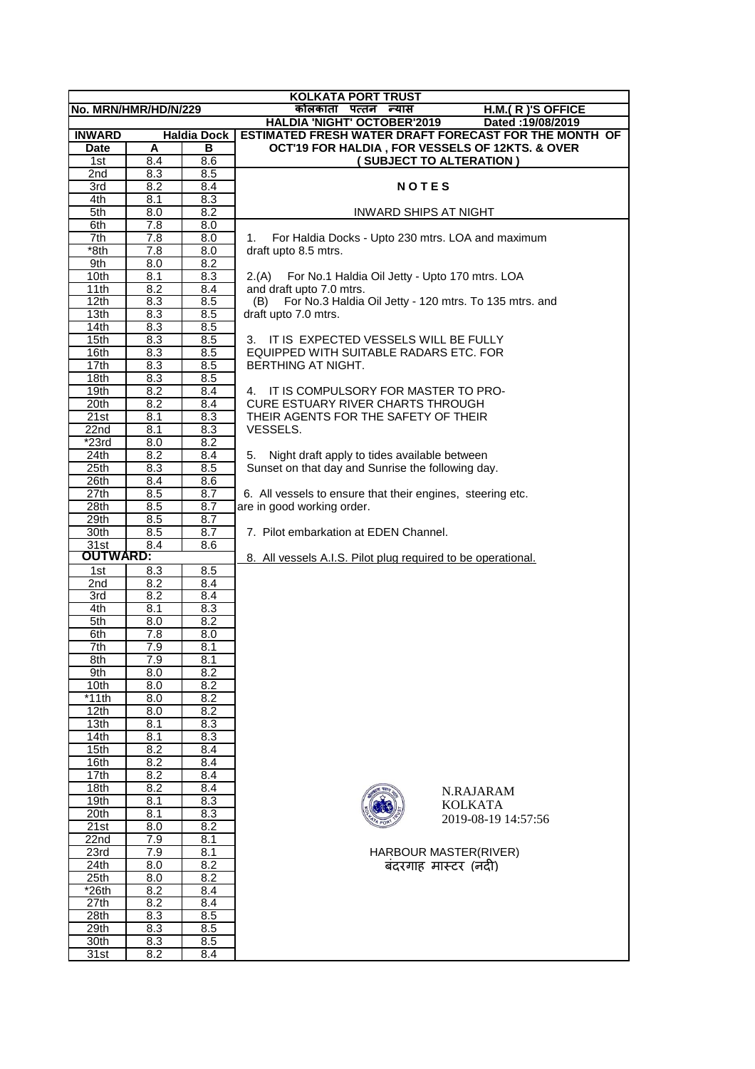**KOLKATA PORT TRUST**

**No. MRN/HMR/HD/N/229** — **कोलकाता पत्तन न्यास** — **H.M.( R )'S OFFICE**

**HALDIA 'NIGHT' OCTOBER'2019** — **Dated :19/08/2019**

**ESTIMATED FRESH WATER DRAFT FORECAST FOR THE MONTH OF OCT'19 FOR HALDIA , FOR VESSELS OF 12KTS. & OVER**

**( SUBJECT TO ALTERATION )**

| INWARD | Haldia Dock | |
|---|---|---|
| **Date** | **A** | **B** |
| 1st | 8.4 | 8.6 |
| 2nd | 8.3 | 8.5 |
| 3rd | 8.2 | 8.4 |
| 4th | 8.1 | 8.3 |
| 5th | 8.0 | 8.2 |
| 6th | 7.8 | 8.0 |
| 7th | 7.8 | 8.0 |
| *8th | 7.8 | 8.0 |
| 9th | 8.0 | 8.2 |
| 10th | 8.1 | 8.3 |
| 11th | 8.2 | 8.4 |
| 12th | 8.3 | 8.5 |
| 13th | 8.3 | 8.5 |
| 14th | 8.3 | 8.5 |
| 15th | 8.3 | 8.5 |
| 16th | 8.3 | 8.5 |
| 17th | 8.3 | 8.5 |
| 18th | 8.3 | 8.5 |
| 19th | 8.2 | 8.4 |
| 20th | 8.2 | 8.4 |
| 21st | 8.1 | 8.3 |
| 22nd | 8.1 | 8.3 |
| *23rd | 8.0 | 8.2 |
| 24th | 8.2 | 8.4 |
| 25th | 8.3 | 8.5 |
| 26th | 8.4 | 8.6 |
| 27th | 8.5 | 8.7 |
| 28th | 8.5 | 8.7 |
| 29th | 8.5 | 8.7 |
| 30th | 8.5 | 8.7 |
| 31st | 8.4 | 8.6 |
| **OUTWARD:** | | |
| 1st | 8.3 | 8.5 |
| 2nd | 8.2 | 8.4 |
| 3rd | 8.2 | 8.4 |
| 4th | 8.1 | 8.3 |
| 5th | 8.0 | 8.2 |
| 6th | 7.8 | 8.0 |
| 7th | 7.9 | 8.1 |
| 8th | 7.9 | 8.1 |
| 9th | 8.0 | 8.2 |
| 10th | 8.0 | 8.2 |
| *11th | 8.0 | 8.2 |
| 12th | 8.0 | 8.2 |
| 13th | 8.1 | 8.3 |
| 14th | 8.1 | 8.3 |
| 15th | 8.2 | 8.4 |
| 16th | 8.2 | 8.4 |
| 17th | 8.2 | 8.4 |
| 18th | 8.2 | 8.4 |
| 19th | 8.1 | 8.3 |
| 20th | 8.1 | 8.3 |
| 21st | 8.0 | 8.2 |
| 22nd | 7.9 | 8.1 |
| 23rd | 7.9 | 8.1 |
| 24th | 8.0 | 8.2 |
| 25th | 8.0 | 8.2 |
| *26th | 8.2 | 8.4 |
| 27th | 8.2 | 8.4 |
| 28th | 8.3 | 8.5 |
| 29th | 8.3 | 8.5 |
| 30th | 8.3 | 8.5 |
| 31st | 8.2 | 8.4 |

**N O T E S**

INWARD SHIPS AT NIGHT

1. For Haldia Docks - Upto 230 mtrs. LOA and maximum draft upto 8.5 mtrs.

2.(A) For No.1 Haldia Oil Jetty - Upto 170 mtrs. LOA and draft upto 7.0 mtrs.
(B) For No.3 Haldia Oil Jetty - 120 mtrs. To 135 mtrs. and draft upto 7.0 mtrs.

3. IT IS EXPECTED VESSELS WILL BE FULLY EQUIPPED WITH SUITABLE RADARS ETC. FOR BERTHING AT NIGHT.

4. IT IS COMPULSORY FOR MASTER TO PROCURE ESTUARY RIVER CHARTS THROUGH THEIR AGENTS FOR THE SAFETY OF THEIR VESSELS.

5. Night draft apply to tides available between Sunset on that day and Sunrise the following day.

6. All vessels to ensure that their engines, steering etc. are in good working order.

7. Pilot embarkation at EDEN Channel.

8. All vessels A.I.S. Pilot plug required to be operational.

N.RAJARAM
KOLKATA
2019-08-19 14:57:56

HARBOUR MASTER(RIVER)
बंदरगाह मास्टर (नदी)